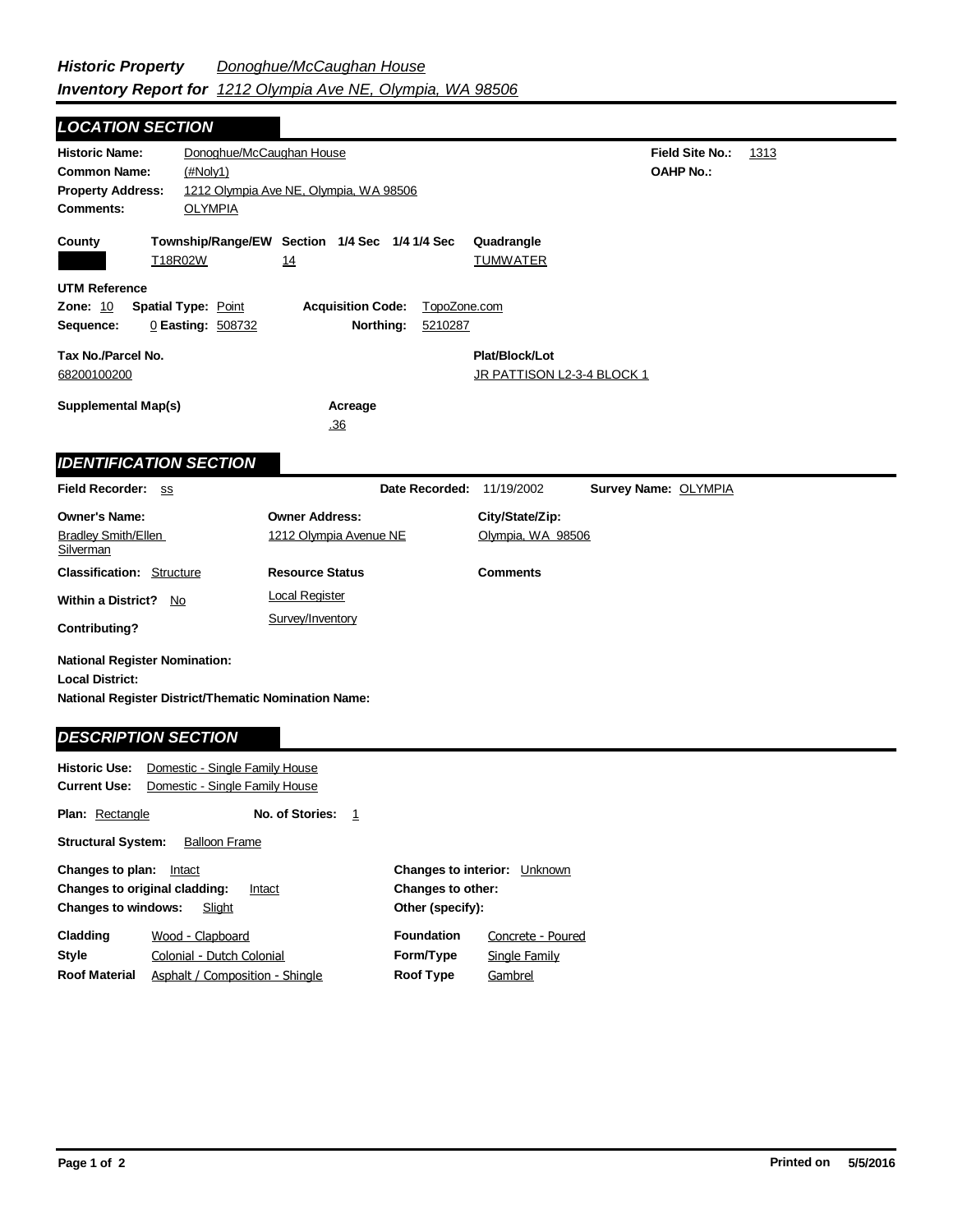## *Historic Property Inventory Report for* *Donoghue/McCaughan House* *1212 Olympia Ave NE, Olympia, WA 98506*

### *LOCATION SECTION*

**Historic Name:** Donoghue/McCaughan House
**Field Site No.:** 1313
**Common Name:** (#Noly1)
**OAHP No.:**
**Property Address:** 1212 Olympia Ave NE, Olympia, WA 98506
**Comments:** OLYMPIA

| County | Township/Range/EW | Section | 1/4 Sec | 1/4 1/4 Sec | Quadrangle |
|---|---|---|---|---|---|
| | T18R02W | 14 | | | TUMWATER |

**UTM Reference**
**Zone:** 10 **Spatial Type:** Point **Acquisition Code:** TopoZone.com
**Sequence:** 0 **Easting:** 508732 **Northing:** 5210287

**Tax No./Parcel No.** 68200100200
**Plat/Block/Lot** JR PATTISON L2-3-4 BLOCK 1

**Supplemental Map(s)**
**Acreage** .36

### *IDENTIFICATION SECTION*

**Field Recorder:** ss **Date Recorded:** 11/19/2002 **Survey Name:** OLYMPIA

| Owner's Name: | Owner Address: | City/State/Zip: |
|---|---|---|
| Bradley Smith/Ellen Silverman | 1212 Olympia Avenue NE | Olympia, WA 98506 |

**Classification:** Structure
**Resource Status:** Local Register, Survey/Inventory
**Comments**
**Within a District?** No
**Contributing?**

**National Register Nomination:**
**Local District:**
**National Register District/Thematic Nomination Name:**

### *DESCRIPTION SECTION*

**Historic Use:** Domestic - Single Family House
**Current Use:** Domestic - Single Family House

**Plan:** Rectangle **No. of Stories:** 1

**Structural System:** Balloon Frame

**Changes to plan:** Intact
**Changes to original cladding:** Intact
**Changes to windows:** Slight
**Changes to interior:** Unknown
**Changes to other:**
**Other (specify):**

| | | | |
|---|---|---|---|
| **Cladding** | Wood - Clapboard | **Foundation** | Concrete - Poured |
| **Style** | Colonial - Dutch Colonial | **Form/Type** | Single Family |
| **Roof Material** | Asphalt / Composition - Shingle | **Roof Type** | Gambrel |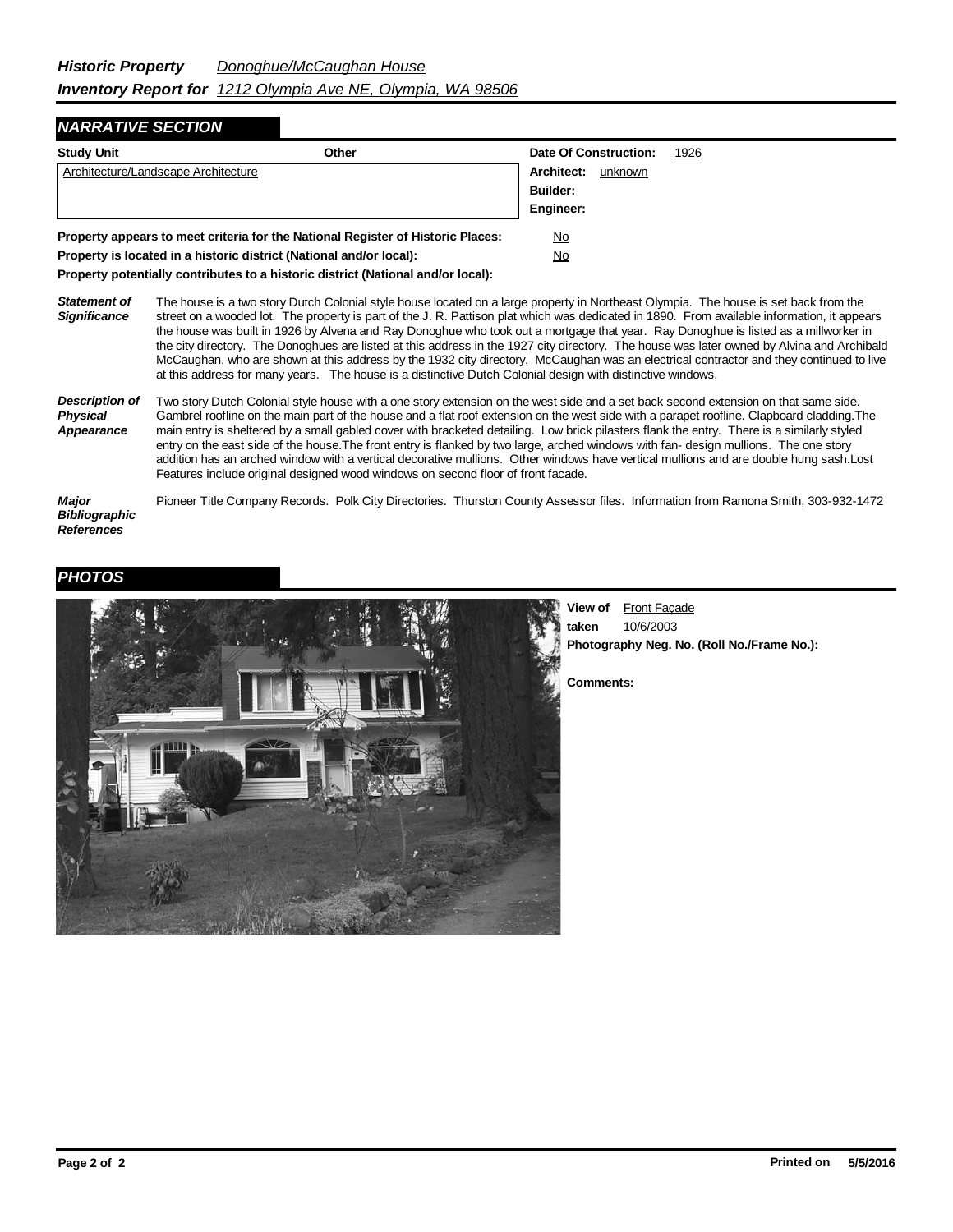***Historic Property Inventory Report for*** *Donoghue/McCaughan House* *1212 Olympia Ave NE, Olympia, WA 98506*

## *NARRATIVE SECTION*

| Study Unit | Other |
|---|---|
| Architecture/Landscape Architecture | |

**Date Of Construction:** 1926
**Architect:** unknown
**Builder:**
**Engineer:**

**Property appears to meet criteria for the National Register of Historic Places:** No

**Property is located in a historic district (National and/or local):** No

**Property potentially contributes to a historic district (National and/or local):**

***Statement of Significance***

The house is a two story Dutch Colonial style house located on a large property in Northeast Olympia. The house is set back from the street on a wooded lot. The property is part of the J. R. Pattison plat which was dedicated in 1890. From available information, it appears the house was built in 1926 by Alvena and Ray Donoghue who took out a mortgage that year. Ray Donoghue is listed as a millworker in the city directory. The Donoghues are listed at this address in the 1927 city directory. The house was later owned by Alvina and Archibald McCaughan, who are shown at this address by the 1932 city directory. McCaughan was an electrical contractor and they continued to live at this address for many years. The house is a distinctive Dutch Colonial design with distinctive windows.

***Description of Physical Appearance***

Two story Dutch Colonial style house with a one story extension on the west side and a set back second extension on that same side. Gambrel roofline on the main part of the house and a flat roof extension on the west side with a parapet roofline. Clapboard cladding.The main entry is sheltered by a small gabled cover with bracketed detailing. Low brick pilasters flank the entry. There is a similarly styled entry on the east side of the house.The front entry is flanked by two large, arched windows with fan- design mullions. The one story addition has an arched window with a vertical decorative mullions. Other windows have vertical mullions and are double hung sash.Lost Features include original designed wood windows on second floor of front facade.

***Major Bibliographic References***

Pioneer Title Company Records. Polk City Directories. Thurston County Assessor files. Information from Ramona Smith, 303-932-1472

## *PHOTOS*

**View of** Front Façade
**taken** 10/6/2003
**Photography Neg. No. (Roll No./Frame No.):**

**Comments:**

**Printed on** 5/5/2016